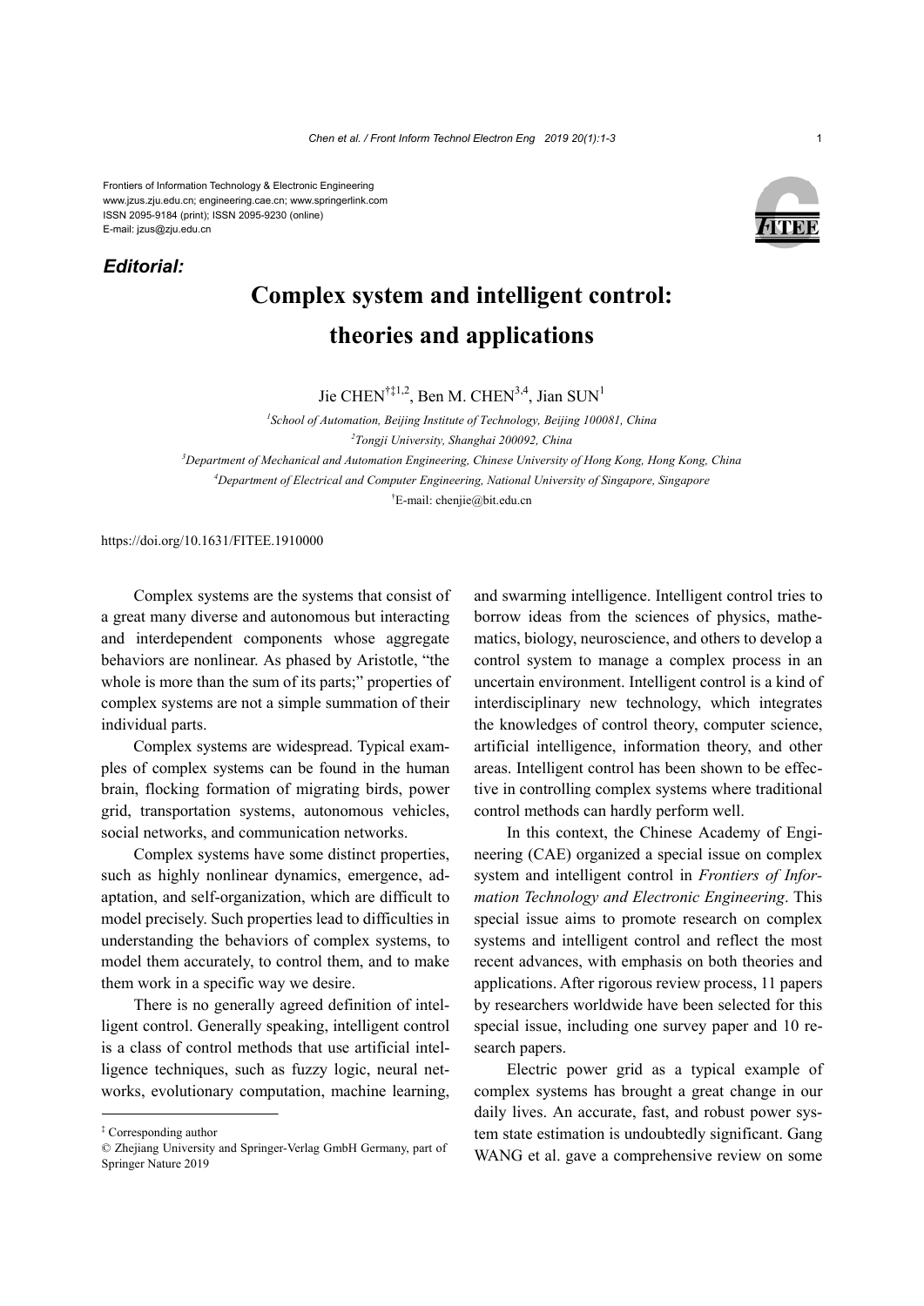Frontiers of Information Technology & Electronic Engineering
www.jzus.zju.edu.cn; engineering.cae.cn; www.springerlink.com
ISSN 2095-9184 (print); ISSN 2095-9230 (online)
E-mail: jzus@zju.edu.cn

***Editorial:***

# Complex system and intelligent control: theories and applications

Jie CHEN[†‡1,2], Ben M. CHEN[3,4], Jian SUN[1]

[1]*School of Automation, Beijing Institute of Technology, Beijing 100081, China*
[2]*Tongji University, Shanghai 200092, China*
[3]*Department of Mechanical and Automation Engineering, Chinese University of Hong Kong, Hong Kong, China*
[4]*Department of Electrical and Computer Engineering, National University of Singapore, Singapore*
[†]E-mail: chenjie@bit.edu.cn

https://doi.org/10.1631/FITEE.1910000

Complex systems are the systems that consist of a great many diverse and autonomous but interacting and interdependent components whose aggregate behaviors are nonlinear. As phased by Aristotle, "the whole is more than the sum of its parts;" properties of complex systems are not a simple summation of their individual parts.

Complex systems are widespread. Typical examples of complex systems can be found in the human brain, flocking formation of migrating birds, power grid, transportation systems, autonomous vehicles, social networks, and communication networks.

Complex systems have some distinct properties, such as highly nonlinear dynamics, emergence, adaptation, and self-organization, which are difficult to model precisely. Such properties lead to difficulties in understanding the behaviors of complex systems, to model them accurately, to control them, and to make them work in a specific way we desire.

There is no generally agreed definition of intelligent control. Generally speaking, intelligent control is a class of control methods that use artificial intelligence techniques, such as fuzzy logic, neural networks, evolutionary computation, machine learning, and swarming intelligence. Intelligent control tries to borrow ideas from the sciences of physics, mathematics, biology, neuroscience, and others to develop a control system to manage a complex process in an uncertain environment. Intelligent control is a kind of interdisciplinary new technology, which integrates the knowledges of control theory, computer science, artificial intelligence, information theory, and other areas. Intelligent control has been shown to be effective in controlling complex systems where traditional control methods can hardly perform well.

In this context, the Chinese Academy of Engineering (CAE) organized a special issue on complex system and intelligent control in *Frontiers of Information Technology and Electronic Engineering*. This special issue aims to promote research on complex systems and intelligent control and reflect the most recent advances, with emphasis on both theories and applications. After rigorous review process, 11 papers by researchers worldwide have been selected for this special issue, including one survey paper and 10 research papers.

Electric power grid as a typical example of complex systems has brought a great change in our daily lives. An accurate, fast, and robust power system state estimation is undoubtedly significant. Gang WANG et al. gave a comprehensive review on some

---

[‡] Corresponding author
© Zhejiang University and Springer-Verlag GmbH Germany, part of Springer Nature 2019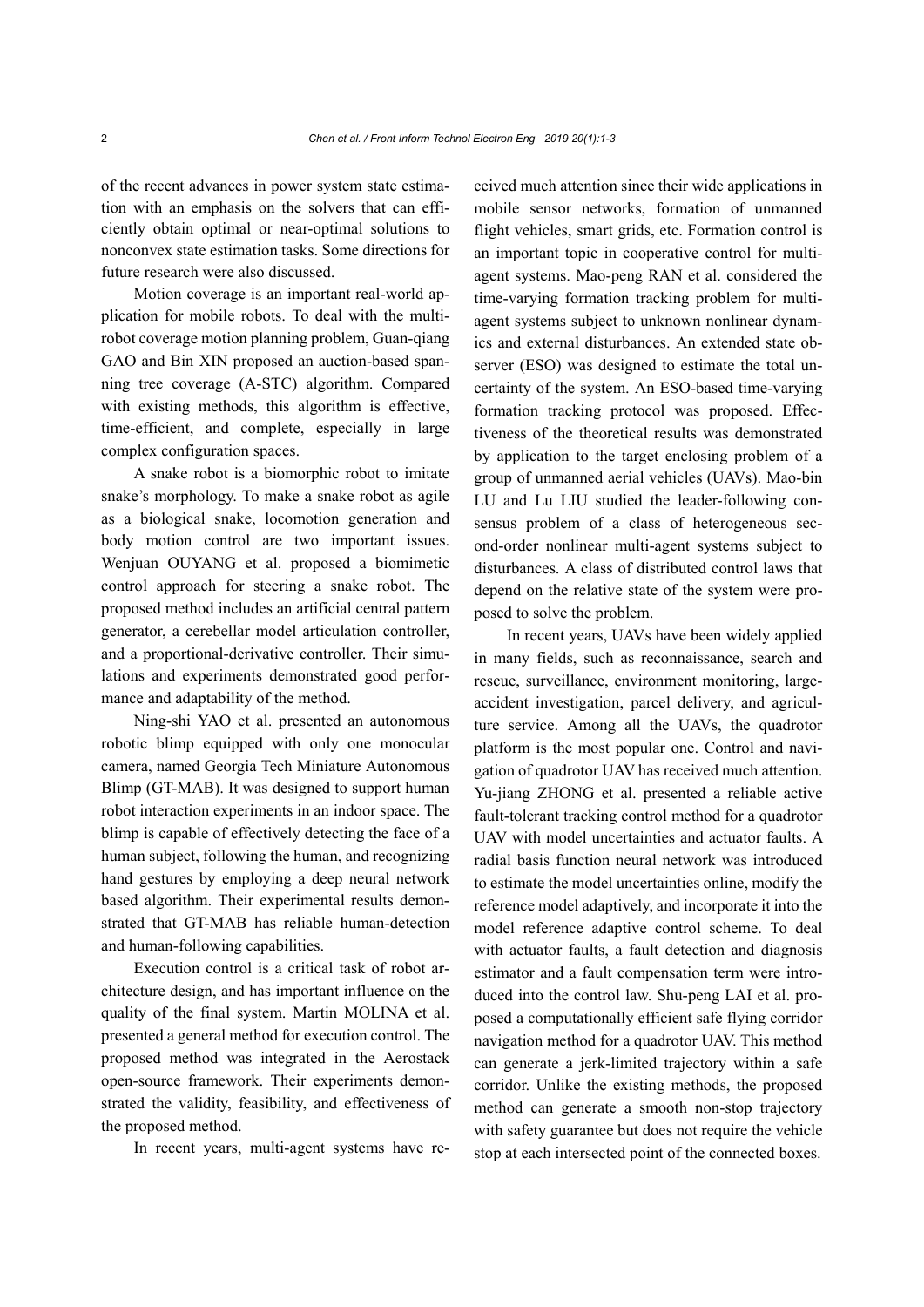of the recent advances in power system state estimation with an emphasis on the solvers that can efficiently obtain optimal or near-optimal solutions to nonconvex state estimation tasks. Some directions for future research were also discussed.

Motion coverage is an important real-world application for mobile robots. To deal with the multi-robot coverage motion planning problem, Guan-qiang GAO and Bin XIN proposed an auction-based spanning tree coverage (A-STC) algorithm. Compared with existing methods, this algorithm is effective, time-efficient, and complete, especially in large complex configuration spaces.

A snake robot is a biomorphic robot to imitate snake's morphology. To make a snake robot as agile as a biological snake, locomotion generation and body motion control are two important issues. Wenjuan OUYANG et al. proposed a biomimetic control approach for steering a snake robot. The proposed method includes an artificial central pattern generator, a cerebellar model articulation controller, and a proportional-derivative controller. Their simulations and experiments demonstrated good performance and adaptability of the method.

Ning-shi YAO et al. presented an autonomous robotic blimp equipped with only one monocular camera, named Georgia Tech Miniature Autonomous Blimp (GT-MAB). It was designed to support human robot interaction experiments in an indoor space. The blimp is capable of effectively detecting the face of a human subject, following the human, and recognizing hand gestures by employing a deep neural network based algorithm. Their experimental results demonstrated that GT-MAB has reliable human-detection and human-following capabilities.

Execution control is a critical task of robot architecture design, and has important influence on the quality of the final system. Martin MOLINA et al. presented a general method for execution control. The proposed method was integrated in the Aerostack open-source framework. Their experiments demonstrated the validity, feasibility, and effectiveness of the proposed method.

In recent years, multi-agent systems have received much attention since their wide applications in mobile sensor networks, formation of unmanned flight vehicles, smart grids, etc. Formation control is an important topic in cooperative control for multi-agent systems. Mao-peng RAN et al. considered the time-varying formation tracking problem for multi-agent systems subject to unknown nonlinear dynamics and external disturbances. An extended state observer (ESO) was designed to estimate the total uncertainty of the system. An ESO-based time-varying formation tracking protocol was proposed. Effectiveness of the theoretical results was demonstrated by application to the target enclosing problem of a group of unmanned aerial vehicles (UAVs). Mao-bin LU and Lu LIU studied the leader-following consensus problem of a class of heterogeneous second-order nonlinear multi-agent systems subject to disturbances. A class of distributed control laws that depend on the relative state of the system were proposed to solve the problem.

In recent years, UAVs have been widely applied in many fields, such as reconnaissance, search and rescue, surveillance, environment monitoring, large-accident investigation, parcel delivery, and agriculture service. Among all the UAVs, the quadrotor platform is the most popular one. Control and navigation of quadrotor UAV has received much attention. Yu-jiang ZHONG et al. presented a reliable active fault-tolerant tracking control method for a quadrotor UAV with model uncertainties and actuator faults. A radial basis function neural network was introduced to estimate the model uncertainties online, modify the reference model adaptively, and incorporate it into the model reference adaptive control scheme. To deal with actuator faults, a fault detection and diagnosis estimator and a fault compensation term were introduced into the control law. Shu-peng LAI et al. proposed a computationally efficient safe flying corridor navigation method for a quadrotor UAV. This method can generate a jerk-limited trajectory within a safe corridor. Unlike the existing methods, the proposed method can generate a smooth non-stop trajectory with safety guarantee but does not require the vehicle stop at each intersected point of the connected boxes.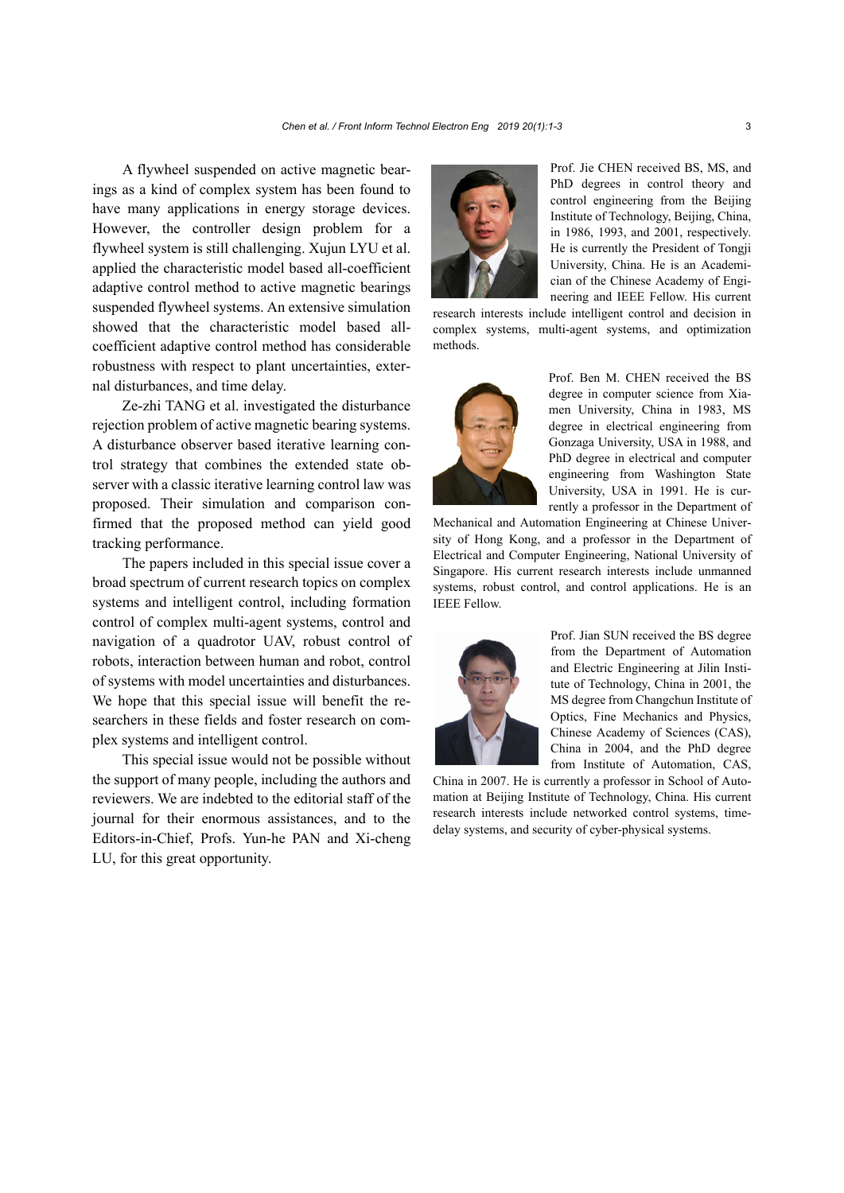A flywheel suspended on active magnetic bearings as a kind of complex system has been found to have many applications in energy storage devices. However, the controller design problem for a flywheel system is still challenging. Xujun LYU et al. applied the characteristic model based all-coefficient adaptive control method to active magnetic bearings suspended flywheel systems. An extensive simulation showed that the characteristic model based all-coefficient adaptive control method has considerable robustness with respect to plant uncertainties, external disturbances, and time delay.

Ze-zhi TANG et al. investigated the disturbance rejection problem of active magnetic bearing systems. A disturbance observer based iterative learning control strategy that combines the extended state observer with a classic iterative learning control law was proposed. Their simulation and comparison confirmed that the proposed method can yield good tracking performance.

The papers included in this special issue cover a broad spectrum of current research topics on complex systems and intelligent control, including formation control of complex multi-agent systems, control and navigation of a quadrotor UAV, robust control of robots, interaction between human and robot, control of systems with model uncertainties and disturbances. We hope that this special issue will benefit the researchers in these fields and foster research on complex systems and intelligent control.

This special issue would not be possible without the support of many people, including the authors and reviewers. We are indebted to the editorial staff of the journal for their enormous assistances, and to the Editors-in-Chief, Profs. Yun-he PAN and Xi-cheng LU, for this great opportunity.

Prof. Jie CHEN received BS, MS, and PhD degrees in control theory and control engineering from the Beijing Institute of Technology, Beijing, China, in 1986, 1993, and 2001, respectively. He is currently the President of Tongji University, China. He is an Academician of the Chinese Academy of Engineering and IEEE Fellow. His current research interests include intelligent control and decision in complex systems, multi-agent systems, and optimization methods.

Prof. Ben M. CHEN received the BS degree in computer science from Xiamen University, China in 1983, MS degree in electrical engineering from Gonzaga University, USA in 1988, and PhD degree in electrical and computer engineering from Washington State University, USA in 1991. He is currently a professor in the Department of Mechanical and Automation Engineering at Chinese University of Hong Kong, and a professor in the Department of Electrical and Computer Engineering, National University of Singapore. His current research interests include unmanned systems, robust control, and control applications. He is an IEEE Fellow.

Prof. Jian SUN received the BS degree from the Department of Automation and Electric Engineering at Jilin Institute of Technology, China in 2001, the MS degree from Changchun Institute of Optics, Fine Mechanics and Physics, Chinese Academy of Sciences (CAS), China in 2004, and the PhD degree from Institute of Automation, CAS, China in 2007. He is currently a professor in School of Automation at Beijing Institute of Technology, China. His current research interests include networked control systems, time-delay systems, and security of cyber-physical systems.